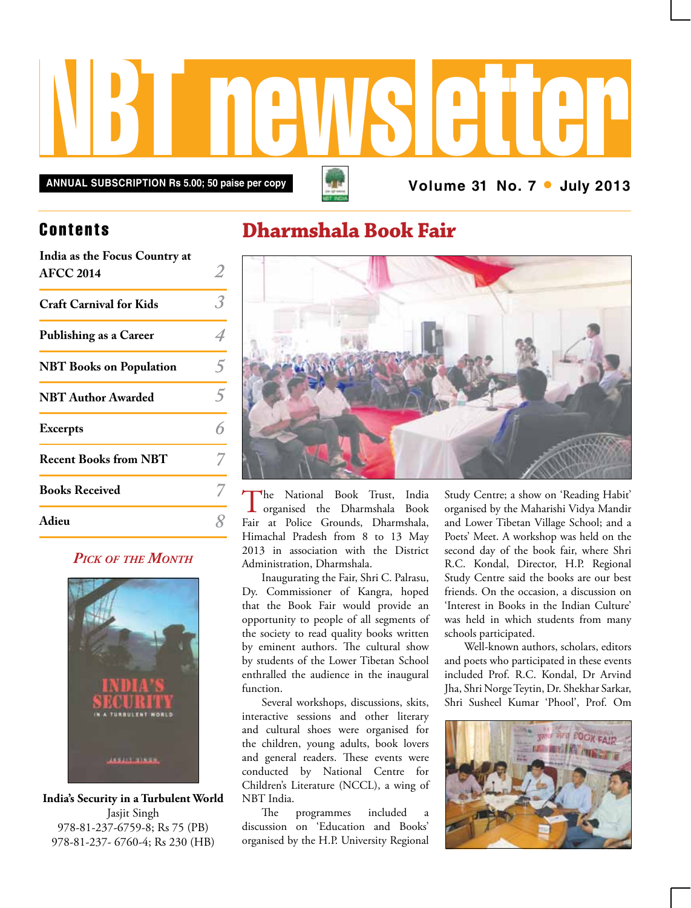# NBT newsletter

**ANNUAL SUBSCRIPTION Rs 5.00; 50 paise per copy**

**Volume 31 No. 7 • July 2013**

## Contents

| | |
|---|---|
| India as the Focus Country at AFCC 2014 | 2 |
| Craft Carnival for Kids | 3 |
| Publishing as a Career | 4 |
| NBT Books on Population | 5 |
| NBT Author Awarded | 5 |
| Excerpts | 6 |
| Recent Books from NBT | 7 |
| Books Received | 7 |
| Adieu | 8 |

### *Pick of the Month*

**India's Security in a Turbulent World**
Jasjit Singh
978-81-237-6759-8; Rs 75 (PB)
978-81-237- 6760-4; Rs 230 (HB)

## Dharmshala Book Fair

The National Book Trust, India organised the Dharmshala Book Fair at Police Grounds, Dharmshala, Himachal Pradesh from 8 to 13 May 2013 in association with the District Administration, Dharmshala.

Inaugurating the Fair, Shri C. Palrasu, Dy. Commissioner of Kangra, hoped that the Book Fair would provide an opportunity to people of all segments of the society to read quality books written by eminent authors. The cultural show by students of the Lower Tibetan School enthralled the audience in the inaugural function.

Several workshops, discussions, skits, interactive sessions and other literary and cultural shoes were organised for the children, young adults, book lovers and general readers. These events were conducted by National Centre for Children's Literature (NCCL), a wing of NBT India.

The programmes included a discussion on 'Education and Books' organised by the H.P. University Regional Study Centre; a show on 'Reading Habit' organised by the Maharishi Vidya Mandir and Lower Tibetan Village School; and a Poets' Meet. A workshop was held on the second day of the book fair, where Shri R.C. Kondal, Director, H.P. Regional Study Centre said the books are our best friends. On the occasion, a discussion on 'Interest in Books in the Indian Culture' was held in which students from many schools participated.

Well-known authors, scholars, editors and poets who participated in these events included Prof. R.C. Kondal, Dr Arvind Jha, Shri Norge Teytin, Dr. Shekhar Sarkar, Shri Susheel Kumar 'Phool', Prof. Om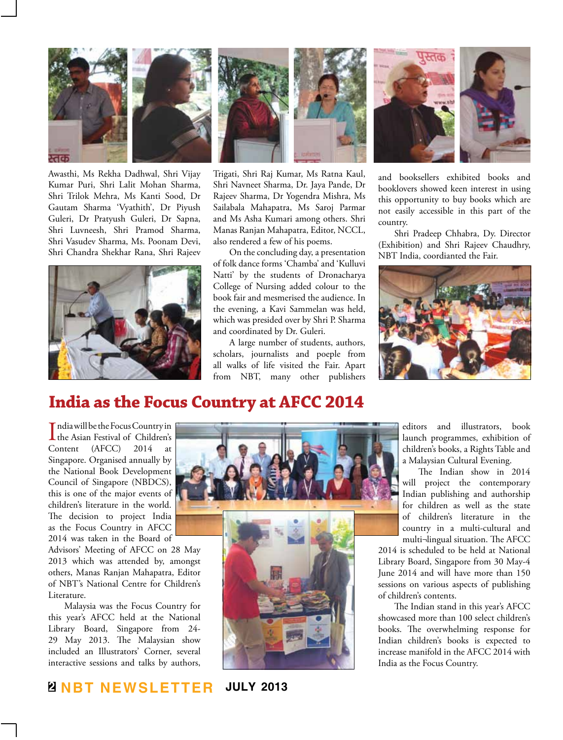Awasthi, Ms Rekha Dadhwal, Shri Vijay Kumar Puri, Shri Lalit Mohan Sharma, Shri Trilok Mehra, Ms Kanti Sood, Dr Gautam Sharma 'Vyathith', Dr Piyush Guleri, Dr Pratyush Guleri, Dr Sapna, Shri Luvneesh, Shri Pramod Sharma, Shri Vasudev Sharma, Ms. Poonam Devi, Shri Chandra Shekhar Rana, Shri Rajeev Trigati, Shri Raj Kumar, Ms Ratna Kaul, Shri Navneet Sharma, Dr. Jaya Pande, Dr Rajeev Sharma, Dr Yogendra Mishra, Ms Sailabala Mahapatra, Ms Saroj Parmar and Ms Asha Kumari among others. Shri Manas Ranjan Mahapatra, Editor, NCCL, also rendered a few of his poems.

On the concluding day, a presentation of folk dance forms 'Chamba' and 'Kulluvi Natti' by the students of Dronacharya College of Nursing added colour to the book fair and mesmerised the audience. In the evening, a Kavi Sammelan was held, which was presided over by Shri P. Sharma and coordinated by Dr. Guleri.

A large number of students, authors, scholars, journalists and poeple from all walks of life visited the Fair. Apart from NBT, many other publishers and booksellers exhibited books and booklovers showed keen interest in using this opportunity to buy books which are not easily accessible in this part of the country.

Shri Pradeep Chhabra, Dy. Director (Exhibition) and Shri Rajeev Chaudhry, NBT India, coordianted the Fair.

## India as the Focus Country at AFCC 2014

India will be the Focus Country in the Asian Festival of Children's Content (AFCC) 2014 at Singapore. Organised annually by the National Book Development Council of Singapore (NBDCS), this is one of the major events of children's literature in the world. The decision to project India as the Focus Country in AFCC 2014 was taken in the Board of Advisors' Meeting of AFCC on 28 May 2013 which was attended by, amongst others, Manas Ranjan Mahapatra, Editor of NBT's National Centre for Children's Literature.

Malaysia was the Focus Country for this year's AFCC held at the National Library Board, Singapore from 24-29 May 2013. The Malaysian show included an Illustrators' Corner, several interactive sessions and talks by authors, editors and illustrators, book launch programmes, exhibition of children's books, a Rights Table and a Malaysian Cultural Evening.

The Indian show in 2014 will project the contemporary Indian publishing and authorship for children as well as the state of children's literature in the country in a multi-cultural and multi-lingual situation. The AFCC 2014 is scheduled to be held at National Library Board, Singapore from 30 May-4 June 2014 and will have more than 150 sessions on various aspects of publishing of children's contents.

The Indian stand in this year's AFCC showcased more than 100 select children's books. The overwhelming response for Indian children's books is expected to increase manifold in the AFCC 2014 with India as the Focus Country.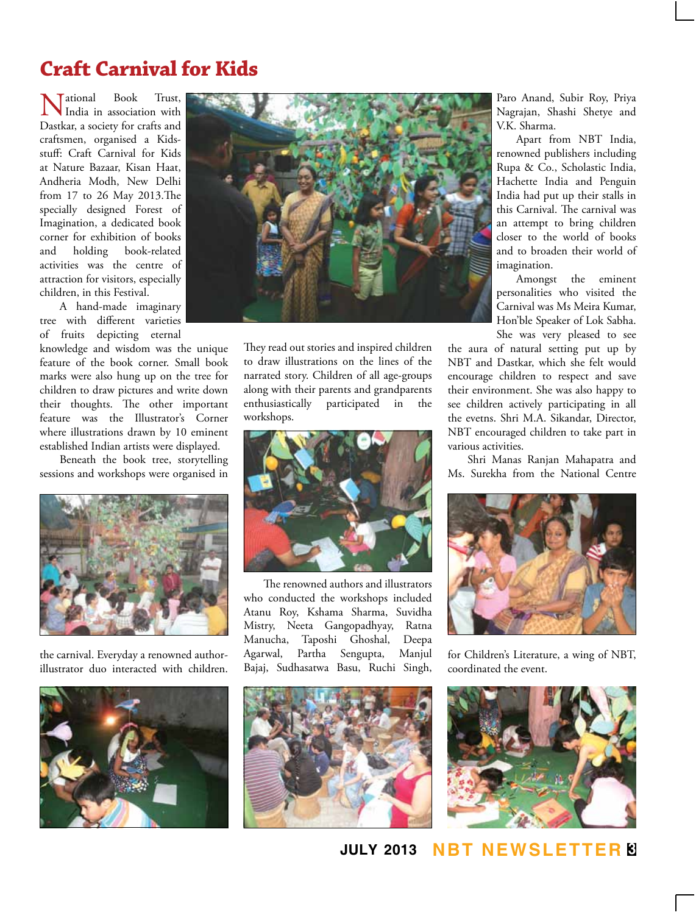# Craft Carnival for Kids

National Book Trust, India in association with Dastkar, a society for crafts and craftsmen, organised a Kids-stuff: Craft Carnival for Kids at Nature Bazaar, Kisan Haat, Andheria Modh, New Delhi from 17 to 26 May 2013.The specially designed Forest of Imagination, a dedicated book corner for exhibition of books and holding book-related activities was the centre of attraction for visitors, especially children, in this Festival.

A hand-made imaginary tree with different varieties of fruits depicting eternal knowledge and wisdom was the unique feature of the book corner. Small book marks were also hung up on the tree for children to draw pictures and write down their thoughts. The other important feature was the Illustrator's Corner where illustrations drawn by 10 eminent established Indian artists were displayed.

Beneath the book tree, storytelling sessions and workshops were organised in the carnival. Everyday a renowned author-illustrator duo interacted with children. They read out stories and inspired children to draw illustrations on the lines of the narrated story. Children of all age-groups along with their parents and grandparents enthusiastically participated in the workshops.

The renowned authors and illustrators who conducted the workshops included Atanu Roy, Kshama Sharma, Suvidha Mistry, Neeta Gangopadhyay, Ratna Manucha, Taposhi Ghoshal, Deepa Agarwal, Partha Sengupta, Manjul Bajaj, Sudhasatwa Basu, Ruchi Singh, Paro Anand, Subir Roy, Priya Nagrajan, Shashi Shetye and V.K. Sharma.

Apart from NBT India, renowned publishers including Rupa & Co., Scholastic India, Hachette India and Penguin India had put up their stalls in this Carnival. The carnival was an attempt to bring children closer to the world of books and to broaden their world of imagination.

Amongst the eminent personalities who visited the Carnival was Ms Meira Kumar, Hon'ble Speaker of Lok Sabha. She was very pleased to see the aura of natural setting put up by NBT and Dastkar, which she felt would encourage children to respect and save their environment. She was also happy to see children actively participating in all the evetns. Shri M.A. Sikandar, Director, NBT encouraged children to take part in various activities.

Shri Manas Ranjan Mahapatra and Ms. Surekha from the National Centre for Children's Literature, a wing of NBT, coordinated the event.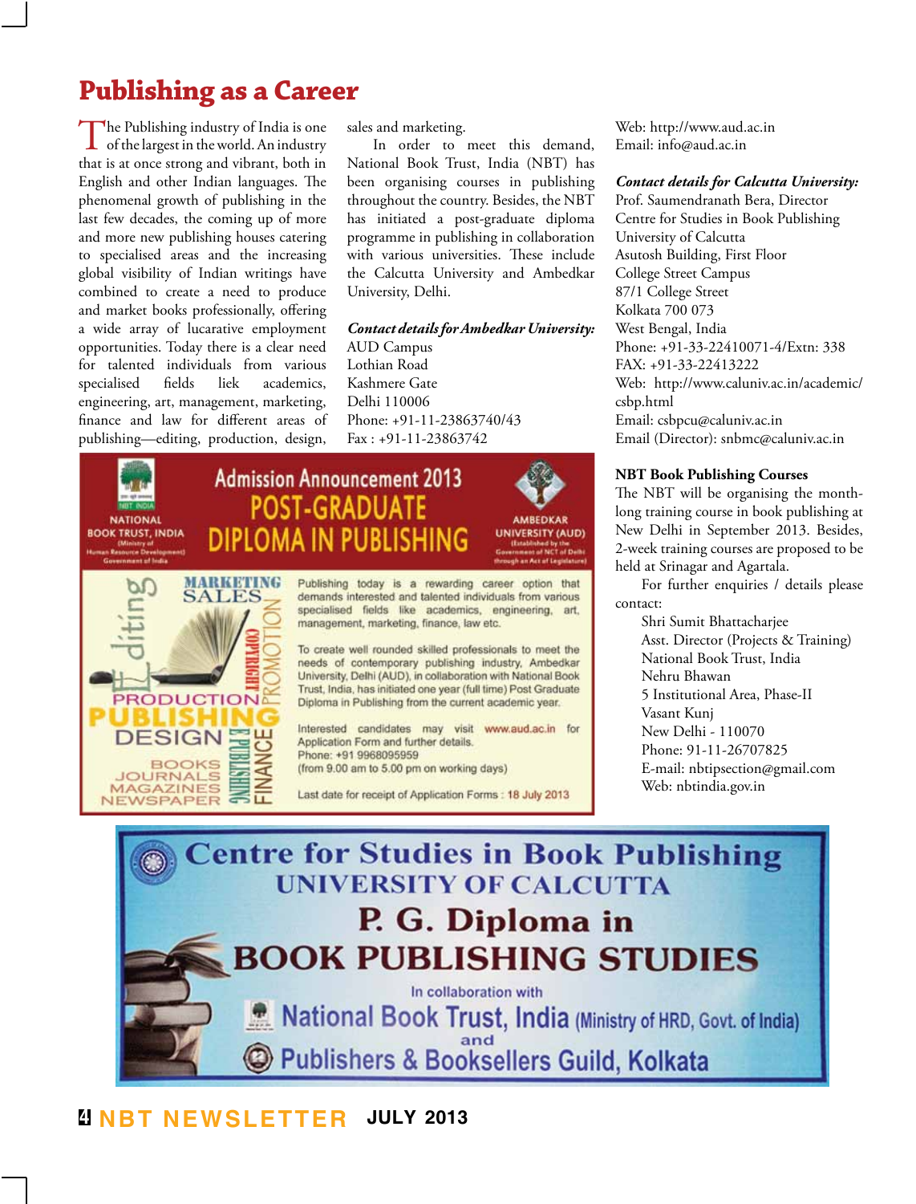# Publishing as a Career

The Publishing industry of India is one of the largest in the world. An industry that is at once strong and vibrant, both in English and other Indian languages. The phenomenal growth of publishing in the last few decades, the coming up of more and more new publishing houses catering to specialised areas and the increasing global visibility of Indian writings have combined to create a need to produce and market books professionally, offering a wide array of lucarative employment opportunities. Today there is a clear need for talented individuals from various specialised fields liek academics, engineering, art, management, marketing, finance and law for different areas of publishing—editing, production, design, sales and marketing.

In order to meet this demand, National Book Trust, India (NBT) has been organising courses in publishing throughout the country. Besides, the NBT has initiated a post-graduate diploma programme in publishing in collaboration with various universities. These include the Calcutta University and Ambedkar University, Delhi.

***Contact details for Ambedkar University:***

AUD Campus
Lothian Road
Kashmere Gate
Delhi 110006
Phone: +91-11-23863740/43
Fax : +91-11-23863742
Web: http://www.aud.ac.in
Email: info@aud.ac.in

***Contact details for Calcutta University:***

Prof. Saumendranath Bera, Director
Centre for Studies in Book Publishing
University of Calcutta
Asutosh Building, First Floor
College Street Campus
87/1 College Street
Kolkata 700 073
West Bengal, India
Phone: +91-33-22410071-4/Extn: 338
FAX: +91-33-22413222
Web: http://www.caluniv.ac.in/academic/csbp.html
Email: csbpcu@caluniv.ac.in
Email (Director): snbmc@caluniv.ac.in

**NBT Book Publishing Courses**

The NBT will be organising the month-long training course in book publishing at New Delhi in September 2013. Besides, 2-week training courses are proposed to be held at Srinagar and Agartala.

For further enquiries / details please contact:

Shri Sumit Bhattacharjee
Asst. Director (Projects & Training)
National Book Trust, India
Nehru Bhawan
5 Institutional Area, Phase-II
Vasant Kunj
New Delhi - 110070
Phone: 91-11-26707825
E-mail: nbtipsection@gmail.com
Web: nbtindia.gov.in

NATIONAL BOOK TRUST, INDIA (Ministry of Human Resource Development) Government of India

Admission Announcement 2013
POST-GRADUATE DIPLOMA IN PUBLISHING

AMBEDKAR UNIVERSITY (AUD) (Established by the Government of NCT of Delhi through an Act of Legislature)

Publishing today is a rewarding career option that demands interested and talented individuals from various specialised fields like academics, engineering, art, management, marketing, finance, law etc.

To create well rounded skilled professionals to meet the needs of contemporary publishing industry, Ambedkar University, Delhi (AUD), in collaboration with National Book Trust, India, has initiated one year (full time) Post Graduate Diploma in Publishing from the current academic year.

Interested candidates may visit www.aud.ac.in for Application Form and further details.
Phone: +91 9968095959
(from 9.00 am to 5.00 pm on working days)

Last date for receipt of Application Forms : 18 July 2013

Centre for Studies in Book Publishing
UNIVERSITY OF CALCUTTA
P. G. Diploma in
BOOK PUBLISHING STUDIES
In collaboration with
National Book Trust, India (Ministry of HRD, Govt. of India)
and
Publishers & Booksellers Guild, Kolkata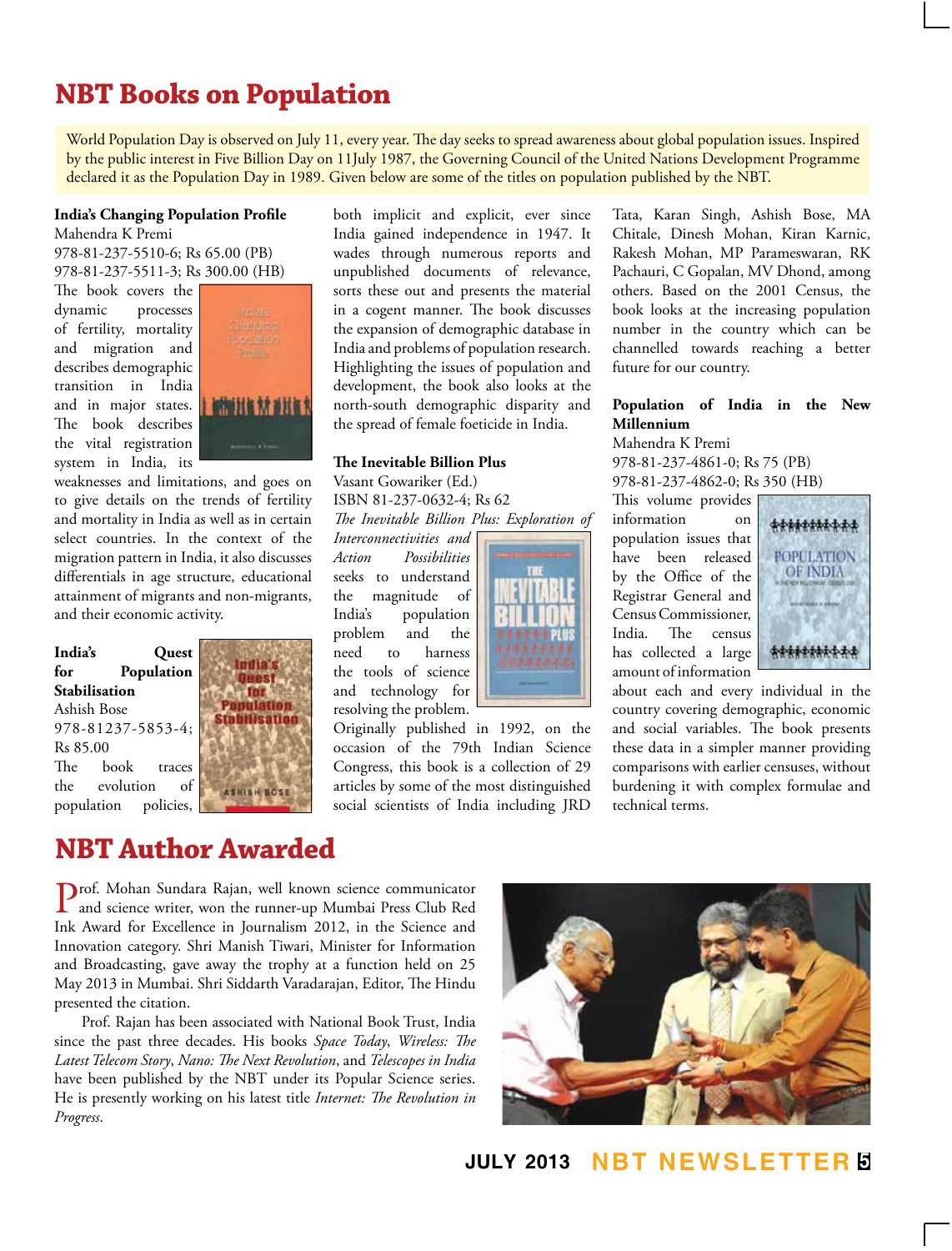# NBT Books on Population

World Population Day is observed on July 11, every year. The day seeks to spread awareness about global population issues. Inspired by the public interest in Five Billion Day on 11July 1987, the Governing Council of the United Nations Development Programme declared it as the Population Day in 1989. Given below are some of the titles on population published by the NBT.

**India's Changing Population Profile**
Mahendra K Premi
978-81-237-5510-6; Rs 65.00 (PB)
978-81-237-5511-3; Rs 300.00 (HB)

The book covers the dynamic processes of fertility, mortality and migration and describes demographic transition in India and in major states. The book describes the vital registration system in India, its weaknesses and limitations, and goes on to give details on the trends of fertility and mortality in India as well as in certain select countries. In the context of the migration pattern in India, it also discusses differentials in age structure, educational attainment of migrants and non-migrants, and their economic activity.

**India's Quest for Population Stabilisation**
Ashish Bose
978-81237-5853-4; Rs 85.00

The book traces the evolution of population policies, both implicit and explicit, ever since India gained independence in 1947. It wades through numerous reports and unpublished documents of relevance, sorts these out and presents the material in a cogent manner. The book discusses the expansion of demographic database in India and problems of population research. Highlighting the issues of population and development, the book also looks at the north-south demographic disparity and the spread of female foeticide in India.

**The Inevitable Billion Plus**
Vasant Gowariker (Ed.)
ISBN 81-237-0632-4; Rs 62

*The Inevitable Billion Plus: Exploration of Interconnectivities and Action Possibilities* seeks to understand the magnitude of India's population problem and the need to harness the tools of science and technology for resolving the problem. Originally published in 1992, on the occasion of the 79th Indian Science Congress, this book is a collection of 29 articles by some of the most distinguished social scientists of India including JRD Tata, Karan Singh, Ashish Bose, MA Chitale, Dinesh Mohan, Kiran Karnic, Rakesh Mohan, MP Parameswaran, RK Pachauri, C Gopalan, MV Dhond, among others. Based on the 2001 Census, the book looks at the increasing population number in the country which can be channelled towards reaching a better future for our country.

**Population of India in the New Millennium**
Mahendra K Premi
978-81-237-4861-0; Rs 75 (PB)
978-81-237-4862-0; Rs 350 (HB)

This volume provides information on population issues that have been released by the Office of the Registrar General and Census Commissioner, India. The census has collected a large amount of information about each and every individual in the country covering demographic, economic and social variables. The book presents these data in a simpler manner providing comparisons with earlier censuses, without burdening it with complex formulae and technical terms.

# NBT Author Awarded

Prof. Mohan Sundara Rajan, well known science communicator and science writer, won the runner-up Mumbai Press Club Red Ink Award for Excellence in Journalism 2012, in the Science and Innovation category. Shri Manish Tiwari, Minister for Information and Broadcasting, gave away the trophy at a function held on 25 May 2013 in Mumbai. Shri Siddarth Varadarajan, Editor, The Hindu presented the citation.

Prof. Rajan has been associated with National Book Trust, India since the past three decades. His books *Space Today*, *Wireless: The Latest Telecom Story*, *Nano: The Next Revolution*, and *Telescopes in India* have been published by the NBT under its Popular Science series. He is presently working on his latest title *Internet: The Revolution in Progress*.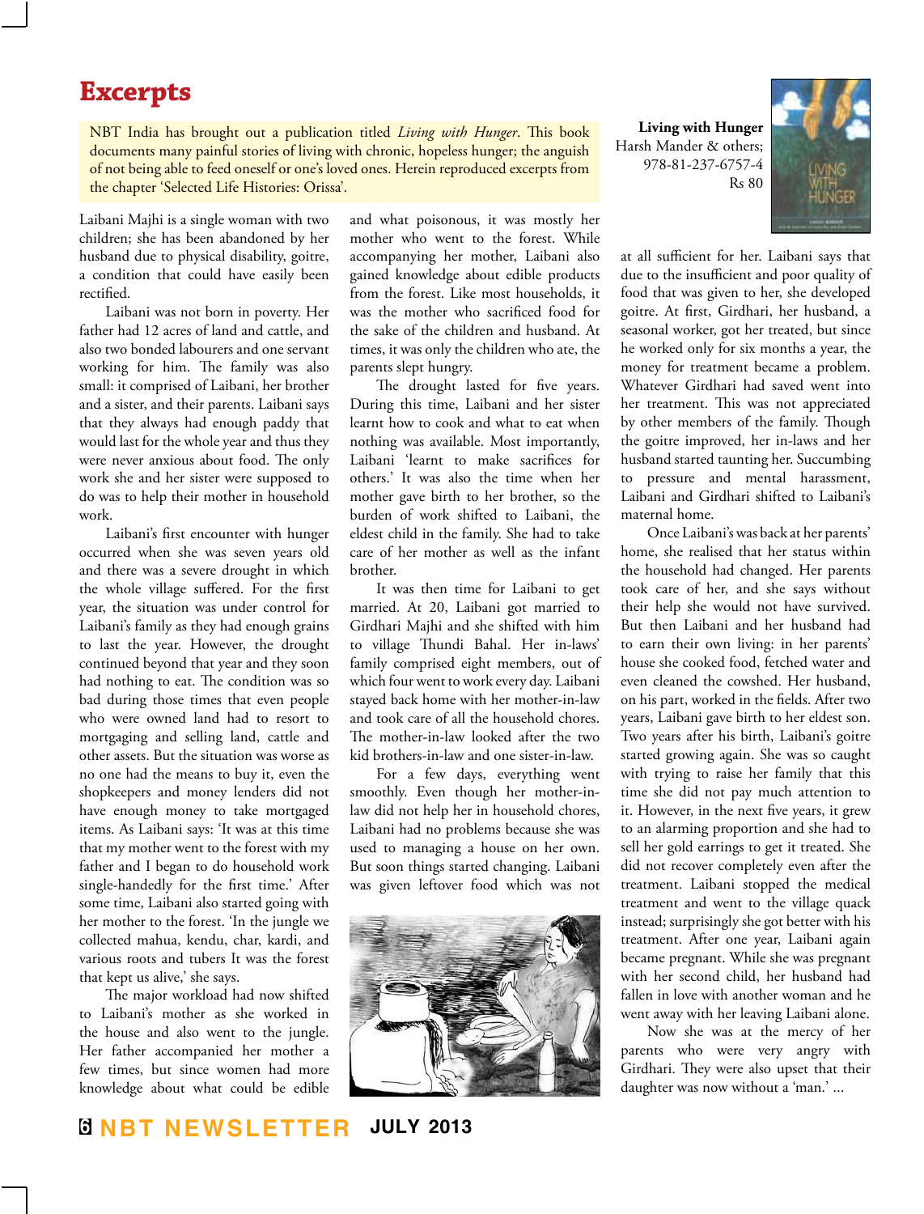# Excerpts

NBT India has brought out a publication titled *Living with Hunger*. This book documents many painful stories of living with chronic, hopeless hunger; the anguish of not being able to feed oneself or one's loved ones. Herein reproduced excerpts from the chapter 'Selected Life Histories: Orissa'.

**Living with Hunger**
Harsh Mander & others;
978-81-237-6757-4
Rs 80

Laibani Majhi is a single woman with two children; she has been abandoned by her husband due to physical disability, goitre, a condition that could have easily been rectified.

Laibani was not born in poverty. Her father had 12 acres of land and cattle, and also two bonded labourers and one servant working for him. The family was also small: it comprised of Laibani, her brother and a sister, and their parents. Laibani says that they always had enough paddy that would last for the whole year and thus they were never anxious about food. The only work she and her sister were supposed to do was to help their mother in household work.

Laibani's first encounter with hunger occurred when she was seven years old and there was a severe drought in which the whole village suffered. For the first year, the situation was under control for Laibani's family as they had enough grains to last the year. However, the drought continued beyond that year and they soon had nothing to eat. The condition was so bad during those times that even people who were owned land had to resort to mortgaging and selling land, cattle and other assets. But the situation was worse as no one had the means to buy it, even the shopkeepers and money lenders did not have enough money to take mortgaged items. As Laibani says: 'It was at this time that my mother went to the forest with my father and I began to do household work single-handedly for the first time.' After some time, Laibani also started going with her mother to the forest. 'In the jungle we collected mahua, kendu, char, kardi, and various roots and tubers It was the forest that kept us alive,' she says.

The major workload had now shifted to Laibani's mother as she worked in the house and also went to the jungle. Her father accompanied her mother a few times, but since women had more knowledge about what could be edible and what poisonous, it was mostly her mother who went to the forest. While accompanying her mother, Laibani also gained knowledge about edible products from the forest. Like most households, it was the mother who sacrificed food for the sake of the children and husband. At times, it was only the children who ate, the parents slept hungry.

The drought lasted for five years. During this time, Laibani and her sister learnt how to cook and what to eat when nothing was available. Most importantly, Laibani 'learnt to make sacrifices for others.' It was also the time when her mother gave birth to her brother, so the burden of work shifted to Laibani, the eldest child in the family. She had to take care of her mother as well as the infant brother.

It was then time for Laibani to get married. At 20, Laibani got married to Girdhari Majhi and she shifted with him to village Thundi Bahal. Her in-laws' family comprised eight members, out of which four went to work every day. Laibani stayed back home with her mother-in-law and took care of all the household chores. The mother-in-law looked after the two kid brothers-in-law and one sister-in-law.

For a few days, everything went smoothly. Even though her mother-in-law did not help her in household chores, Laibani had no problems because she was used to managing a house on her own. But soon things started changing. Laibani was given leftover food which was not at all sufficient for her. Laibani says that due to the insufficient and poor quality of food that was given to her, she developed goitre. At first, Girdhari, her husband, a seasonal worker, got her treated, but since he worked only for six months a year, the money for treatment became a problem. Whatever Girdhari had saved went into her treatment. This was not appreciated by other members of the family. Though the goitre improved, her in-laws and her husband started taunting her. Succumbing to pressure and mental harassment, Laibani and Girdhari shifted to Laibani's maternal home.

Once Laibani's was back at her parents' home, she realised that her status within the household had changed. Her parents took care of her, and she says without their help she would not have survived. But then Laibani and her husband had to earn their own living: in her parents' house she cooked food, fetched water and even cleaned the cowshed. Her husband, on his part, worked in the fields. After two years, Laibani gave birth to her eldest son. Two years after his birth, Laibani's goitre started growing again. She was so caught with trying to raise her family that this time she did not pay much attention to it. However, in the next five years, it grew to an alarming proportion and she had to sell her gold earrings to get it treated. She did not recover completely even after the treatment. Laibani stopped the medical treatment and went to the village quack instead; surprisingly she got better with his treatment. After one year, Laibani again became pregnant. While she was pregnant with her second child, her husband had fallen in love with another woman and he went away with her leaving Laibani alone.

Now she was at the mercy of her parents who were very angry with Girdhari. They were also upset that their daughter was now without a 'man.' ...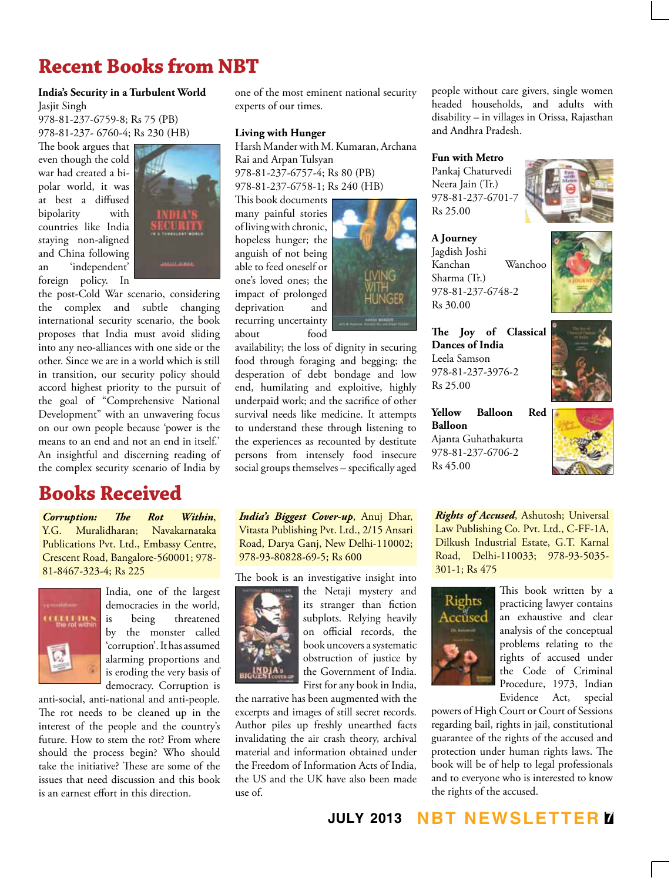# Recent Books from NBT

**India's Security in a Turbulent World**
Jasjit Singh
978-81-237-6759-8; Rs 75 (PB)
978-81-237- 6760-4; Rs 230 (HB)

The book argues that even though the cold war had created a bi-polar world, it was at best a diffused bipolarity with countries like India staying non-aligned and China following an 'independent' foreign policy. In the post-Cold War scenario, considering the complex and subtle changing international security scenario, the book proposes that India must avoid sliding into any neo-alliances with one side or the other. Since we are in a world which is still in transition, our security policy should accord highest priority to the pursuit of the goal of "Comprehensive National Development" with an unwavering focus on our own people because 'power is the means to an end and not an end in itself.' An insightful and discerning reading of the complex security scenario of India by one of the most eminent national security experts of our times.

**Living with Hunger**
Harsh Mander with M. Kumaran, Archana Rai and Arpan Tulsyan
978-81-237-6757-4; Rs 80 (PB)
978-81-237-6758-1; Rs 240 (HB)

This book documents many painful stories of living with chronic, hopeless hunger; the anguish of not being able to feed oneself or one's loved ones; the impact of prolonged deprivation and recurring uncertainty about food availability; the loss of dignity in securing food through foraging and begging; the desperation of debt bondage and low end, humilating and exploitive, highly underpaid work; and the sacrifice of other survival needs like medicine. It attempts to understand these through listening to the experiences as recounted by destitute persons from intensely food insecure social groups themselves – specifically aged people without care givers, single women headed households, and adults with disability – in villages in Orissa, Rajasthan and Andhra Pradesh.

**Fun with Metro**
Pankaj Chaturvedi
Neera Jain (Tr.)
978-81-237-6701-7
Rs 25.00

**A Journey**
Jagdish Joshi
Kanchan Wanchoo Sharma (Tr.)
978-81-237-6748-2
Rs 30.00

**The Joy of Classical Dances of India**
Leela Samson
978-81-237-3976-2
Rs 25.00

**Yellow Balloon Red Balloon**
Ajanta Guhathakurta
978-81-237-6706-2
Rs 45.00

# Books Received

***Corruption: The Rot Within***, Y.G. Muralidharan; Navakarnataka Publications Pvt. Ltd., Embassy Centre, Crescent Road, Bangalore-560001; 978-81-8467-323-4; Rs 225

India, one of the largest democracies in the world, is being threatened by the monster called 'corruption'. It has assumed alarming proportions and is eroding the very basis of democracy. Corruption is anti-social, anti-national and anti-people. The rot needs to be cleaned up in the interest of the people and the country's future. How to stem the rot? From where should the process begin? Who should take the initiative? These are some of the issues that need discussion and this book is an earnest effort in this direction.

***India's Biggest Cover-up***, Anuj Dhar, Vitasta Publishing Pvt. Ltd., 2/15 Ansari Road, Darya Ganj, New Delhi-110002; 978-93-80828-69-5; Rs 600

The book is an investigative insight into the Netaji mystery and its stranger than fiction subplots. Relying heavily on official records, the book uncovers a systematic obstruction of justice by the Government of India. First for any book in India, the narrative has been augmented with the excerpts and images of still secret records. Author piles up freshly unearthed facts invalidating the air crash theory, archival material and information obtained under the Freedom of Information Acts of India, the US and the UK have also been made use of.

***Rights of Accused***, Ashutosh; Universal Law Publishing Co. Pvt. Ltd., C-FF-1A, Dilkush Industrial Estate, G.T. Karnal Road, Delhi-110033; 978-93-5035-301-1; Rs 475

This book written by a practicing lawyer contains an exhaustive and clear analysis of the conceptual problems relating to the rights of accused under the Code of Criminal Procedure, 1973, Indian Evidence Act, special powers of High Court or Court of Sessions regarding bail, rights in jail, constitutional guarantee of the rights of the accused and protection under human rights laws. The book will be of help to legal professionals and to everyone who is interested to know the rights of the accused.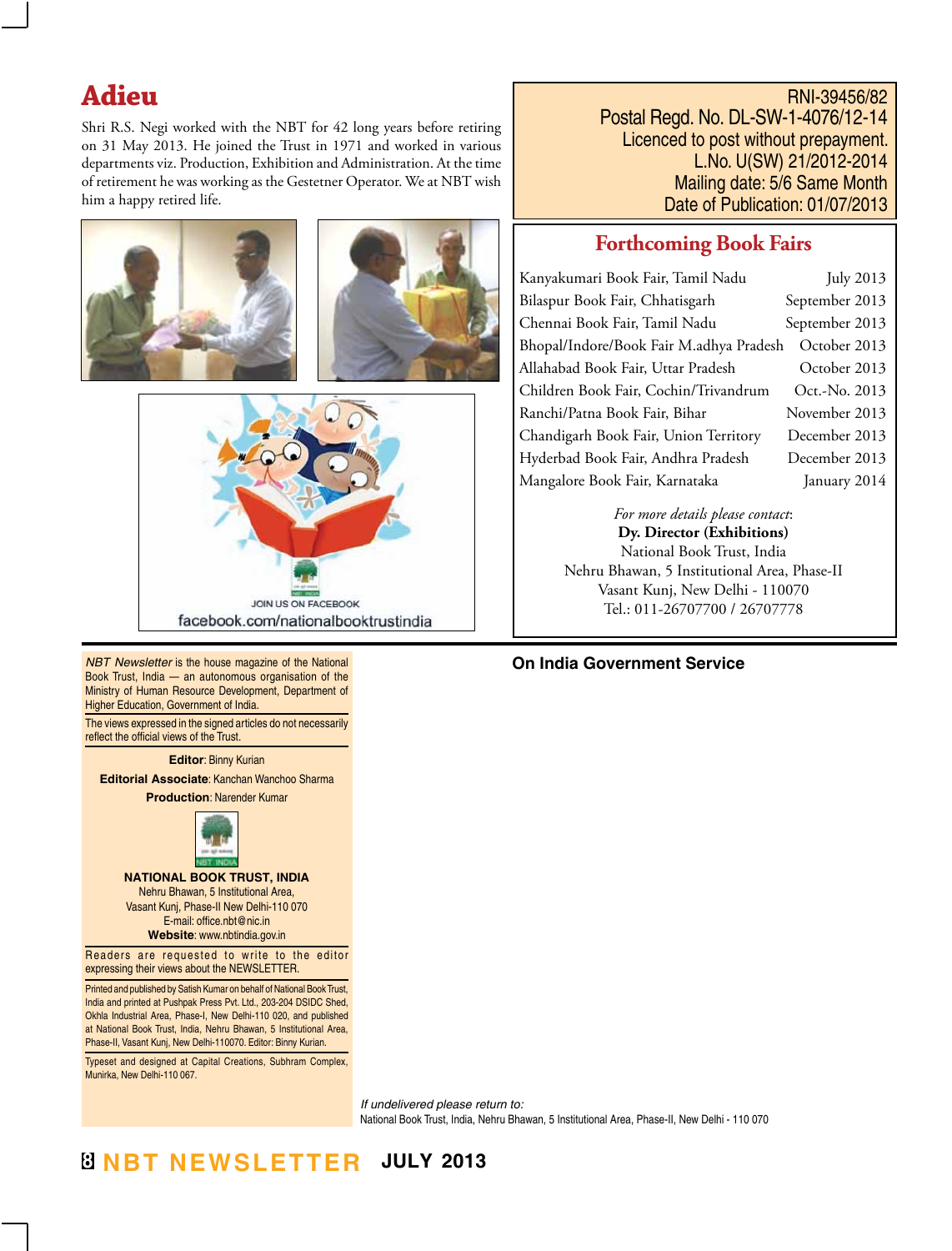# Adieu

Shri R.S. Negi worked with the NBT for 42 long years before retiring on 31 May 2013. He joined the Trust in 1971 and worked in various departments viz. Production, Exhibition and Administration. At the time of retirement he was working as the Gestetner Operator. We at NBT wish him a happy retired life.

JOIN US ON FACEBOOK
facebook.com/nationalbooktrustindia

RNI-39456/82
Postal Regd. No. DL-SW-1-4076/12-14
Licenced to post without prepayment.
L.No. U(SW) 21/2012-2014
Mailing date: 5/6 Same Month
Date of Publication: 01/07/2013

## Forthcoming Book Fairs

| | |
|---|---|
| Kanyakumari Book Fair, Tamil Nadu | July 2013 |
| Bilaspur Book Fair, Chhatisgarh | September 2013 |
| Chennai Book Fair, Tamil Nadu | September 2013 |
| Bhopal/Indore/Book Fair M.adhya Pradesh | October 2013 |
| Allahabad Book Fair, Uttar Pradesh | October 2013 |
| Children Book Fair, Cochin/Trivandrum | Oct.-No. 2013 |
| Ranchi/Patna Book Fair, Bihar | November 2013 |
| Chandigarh Book Fair, Union Territory | December 2013 |
| Hyderbad Book Fair, Andhra Pradesh | December 2013 |
| Mangalore Book Fair, Karnataka | January 2014 |

*For more details please contact*:
**Dy. Director (Exhibitions)**
National Book Trust, India
Nehru Bhawan, 5 Institutional Area, Phase-II
Vasant Kunj, New Delhi - 110070
Tel.: 011-26707700 / 26707778

*NBT Newsletter* is the house magazine of the National Book Trust, India — an autonomous organisation of the Ministry of Human Resource Development, Department of Higher Education, Government of India.

The views expressed in the signed articles do not necessarily reflect the official views of the Trust.

**Editor**: Binny Kurian
**Editorial Associate**: Kanchan Wanchoo Sharma
**Production**: Narender Kumar

**NATIONAL BOOK TRUST, INDIA**
Nehru Bhawan, 5 Institutional Area,
Vasant Kunj, Phase-II New Delhi-110 070
E-mail: office.nbt@nic.in
**Website**: www.nbtindia.gov.in

Readers are requested to write to the editor expressing their views about the NEWSLETTER.

Printed and published by Satish Kumar on behalf of National Book Trust, India and printed at Pushpak Press Pvt. Ltd., 203-204 DSIDC Shed, Okhla Industrial Area, Phase-I, New Delhi-110 020, and published at National Book Trust, India, Nehru Bhawan, 5 Institutional Area, Phase-II, Vasant Kunj, New Delhi-110070. Editor: Binny Kurian.

Typeset and designed at Capital Creations, Subhram Complex, Munirka, New Delhi-110 067.

**On India Government Service**

*If undelivered please return to:*
National Book Trust, India, Nehru Bhawan, 5 Institutional Area, Phase-II, New Delhi - 110 070